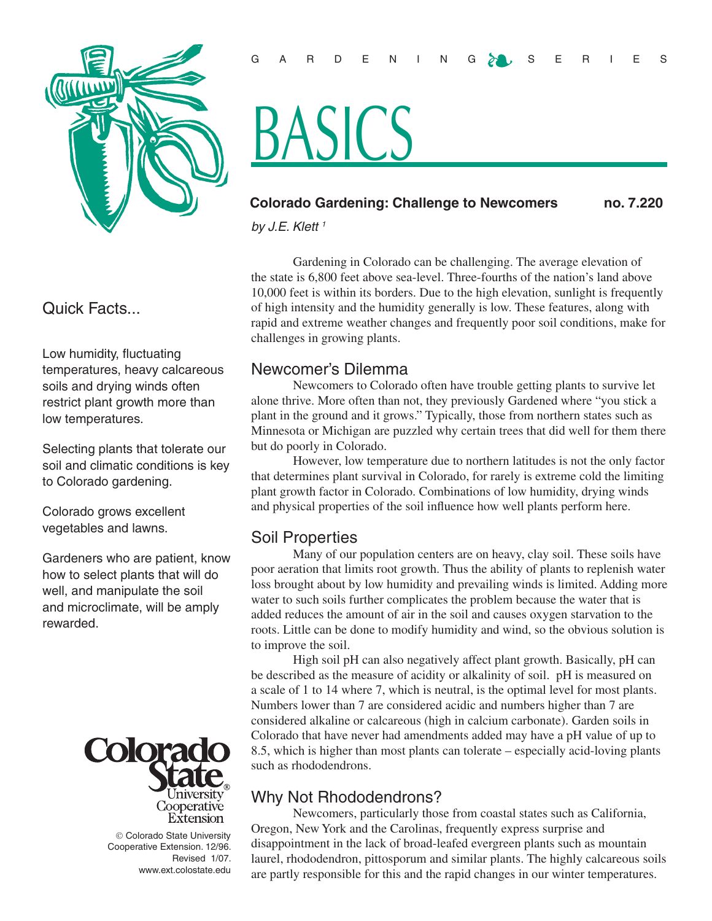GARDENING SERIES

# BASICS

## Colorado Gardening: Challenge to Newcomers

no. 7.220

*by J.E. Klett [1]*

### Quick Facts...

Low humidity, fluctuating temperatures, heavy calcareous soils and drying winds often restrict plant growth more than low temperatures.

Selecting plants that tolerate our soil and climatic conditions is key to Colorado gardening.

Colorado grows excellent vegetables and lawns.

Gardeners who are patient, know how to select plants that will do well, and manipulate the soil and microclimate, will be amply rewarded.

© Colorado State University Cooperative Extension. 12/96. Revised 1/07. www.ext.colostate.edu

Gardening in Colorado can be challenging. The average elevation of the state is 6,800 feet above sea-level. Three-fourths of the nation's land above 10,000 feet is within its borders. Due to the high elevation, sunlight is frequently of high intensity and the humidity generally is low. These features, along with rapid and extreme weather changes and frequently poor soil conditions, make for challenges in growing plants.

## Newcomer's Dilemma

Newcomers to Colorado often have trouble getting plants to survive let alone thrive. More often than not, they previously Gardened where "you stick a plant in the ground and it grows." Typically, those from northern states such as Minnesota or Michigan are puzzled why certain trees that did well for them there but do poorly in Colorado.

However, low temperature due to northern latitudes is not the only factor that determines plant survival in Colorado, for rarely is extreme cold the limiting plant growth factor in Colorado. Combinations of low humidity, drying winds and physical properties of the soil influence how well plants perform here.

## Soil Properties

Many of our population centers are on heavy, clay soil. These soils have poor aeration that limits root growth. Thus the ability of plants to replenish water loss brought about by low humidity and prevailing winds is limited. Adding more water to such soils further complicates the problem because the water that is added reduces the amount of air in the soil and causes oxygen starvation to the roots. Little can be done to modify humidity and wind, so the obvious solution is to improve the soil.

High soil pH can also negatively affect plant growth. Basically, pH can be described as the measure of acidity or alkalinity of soil. pH is measured on a scale of 1 to 14 where 7, which is neutral, is the optimal level for most plants. Numbers lower than 7 are considered acidic and numbers higher than 7 are considered alkaline or calcareous (high in calcium carbonate). Garden soils in Colorado that have never had amendments added may have a pH value of up to 8.5, which is higher than most plants can tolerate – especially acid-loving plants such as rhododendrons.

## Why Not Rhododendrons?

Newcomers, particularly those from coastal states such as California, Oregon, New York and the Carolinas, frequently express surprise and disappointment in the lack of broad-leafed evergreen plants such as mountain laurel, rhododendron, pittosporum and similar plants. The highly calcareous soils are partly responsible for this and the rapid changes in our winter temperatures.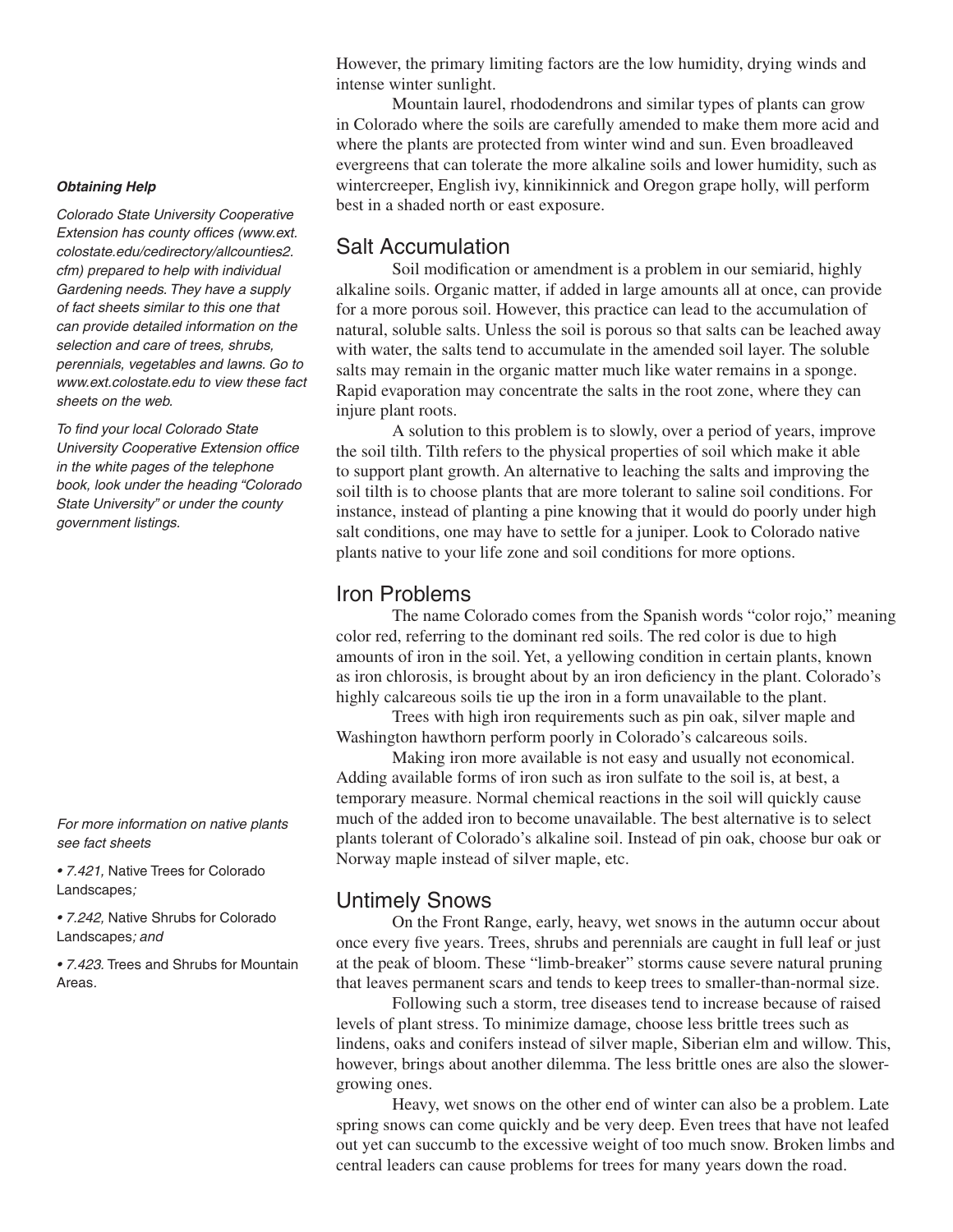However, the primary limiting factors are the low humidity, drying winds and intense winter sunlight.

Mountain laurel, rhododendrons and similar types of plants can grow in Colorado where the soils are carefully amended to make them more acid and where the plants are protected from winter wind and sun. Even broadleaved evergreens that can tolerate the more alkaline soils and lower humidity, such as wintercreeper, English ivy, kinnikinnick and Oregon grape holly, will perform best in a shaded north or east exposure.

***Obtaining Help***

*Colorado State University Cooperative Extension has county offices (www.ext.colostate.edu/cedirectory/allcounties2.cfm) prepared to help with individual Gardening needs. They have a supply of fact sheets similar to this one that can provide detailed information on the selection and care of trees, shrubs, perennials, vegetables and lawns. Go to www.ext.colostate.edu to view these fact sheets on the web.*

*To find your local Colorado State University Cooperative Extension office in the white pages of the telephone book, look under the heading "Colorado State University" or under the county government listings.*

## Salt Accumulation

Soil modification or amendment is a problem in our semiarid, highly alkaline soils. Organic matter, if added in large amounts all at once, can provide for a more porous soil. However, this practice can lead to the accumulation of natural, soluble salts. Unless the soil is porous so that salts can be leached away with water, the salts tend to accumulate in the amended soil layer. The soluble salts may remain in the organic matter much like water remains in a sponge. Rapid evaporation may concentrate the salts in the root zone, where they can injure plant roots.

A solution to this problem is to slowly, over a period of years, improve the soil tilth. Tilth refers to the physical properties of soil which make it able to support plant growth. An alternative to leaching the salts and improving the soil tilth is to choose plants that are more tolerant to saline soil conditions. For instance, instead of planting a pine knowing that it would do poorly under high salt conditions, one may have to settle for a juniper. Look to Colorado native plants native to your life zone and soil conditions for more options.

## Iron Problems

The name Colorado comes from the Spanish words "color rojo," meaning color red, referring to the dominant red soils. The red color is due to high amounts of iron in the soil. Yet, a yellowing condition in certain plants, known as iron chlorosis, is brought about by an iron deficiency in the plant. Colorado's highly calcareous soils tie up the iron in a form unavailable to the plant.

Trees with high iron requirements such as pin oak, silver maple and Washington hawthorn perform poorly in Colorado's calcareous soils.

Making iron more available is not easy and usually not economical. Adding available forms of iron such as iron sulfate to the soil is, at best, a temporary measure. Normal chemical reactions in the soil will quickly cause much of the added iron to become unavailable. The best alternative is to select plants tolerant of Colorado's alkaline soil. Instead of pin oak, choose bur oak or Norway maple instead of silver maple, etc.

*For more information on native plants see fact sheets*

- *7.421,* Native Trees for Colorado Landscapes*;*
- *7.242,* Native Shrubs for Colorado Landscapes*; and*
- *7.423.* Trees and Shrubs for Mountain Areas.

## Untimely Snows

On the Front Range, early, heavy, wet snows in the autumn occur about once every five years. Trees, shrubs and perennials are caught in full leaf or just at the peak of bloom. These "limb-breaker" storms cause severe natural pruning that leaves permanent scars and tends to keep trees to smaller-than-normal size.

Following such a storm, tree diseases tend to increase because of raised levels of plant stress. To minimize damage, choose less brittle trees such as lindens, oaks and conifers instead of silver maple, Siberian elm and willow. This, however, brings about another dilemma. The less brittle ones are also the slower-growing ones.

Heavy, wet snows on the other end of winter can also be a problem. Late spring snows can come quickly and be very deep. Even trees that have not leafed out yet can succumb to the excessive weight of too much snow. Broken limbs and central leaders can cause problems for trees for many years down the road.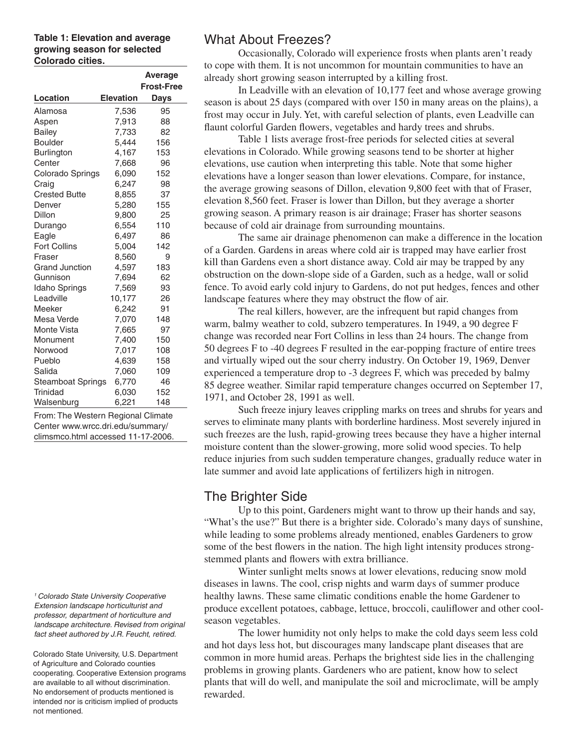**Table 1: Elevation and average growing season for selected Colorado cities.**

| Location | Elevation | Average Frost-Free Days |
|---|---|---|
| Alamosa | 7,536 | 95 |
| Aspen | 7,913 | 88 |
| Bailey | 7,733 | 82 |
| Boulder | 5,444 | 156 |
| Burlington | 4,167 | 153 |
| Center | 7,668 | 96 |
| Colorado Springs | 6,090 | 152 |
| Craig | 6,247 | 98 |
| Crested Butte | 8,855 | 37 |
| Denver | 5,280 | 155 |
| Dillon | 9,800 | 25 |
| Durango | 6,554 | 110 |
| Eagle | 6,497 | 86 |
| Fort Collins | 5,004 | 142 |
| Fraser | 8,560 | 9 |
| Grand Junction | 4,597 | 183 |
| Gunnison | 7,694 | 62 |
| Idaho Springs | 7,569 | 93 |
| Leadville | 10,177 | 26 |
| Meeker | 6,242 | 91 |
| Mesa Verde | 7,070 | 148 |
| Monte Vista | 7,665 | 97 |
| Monument | 7,400 | 150 |
| Norwood | 7,017 | 108 |
| Pueblo | 4,639 | 158 |
| Salida | 7,060 | 109 |
| Steamboat Springs | 6,770 | 46 |
| Trinidad | 6,030 | 152 |
| Walsenburg | 6,221 | 148 |

From: The Western Regional Climate Center www.wrcc.dri.edu/summary/climsmco.html accessed 11-17-2006.

## What About Freezes?

Occasionally, Colorado will experience frosts when plants aren't ready to cope with them. It is not uncommon for mountain communities to have an already short growing season interrupted by a killing frost.

In Leadville with an elevation of 10,177 feet and whose average growing season is about 25 days (compared with over 150 in many areas on the plains), a frost may occur in July. Yet, with careful selection of plants, even Leadville can flaunt colorful Garden flowers, vegetables and hardy trees and shrubs.

Table 1 lists average frost-free periods for selected cities at several elevations in Colorado. While growing seasons tend to be shorter at higher elevations, use caution when interpreting this table. Note that some higher elevations have a longer season than lower elevations. Compare, for instance, the average growing seasons of Dillon, elevation 9,800 feet with that of Fraser, elevation 8,560 feet. Fraser is lower than Dillon, but they average a shorter growing season. A primary reason is air drainage; Fraser has shorter seasons because of cold air drainage from surrounding mountains.

The same air drainage phenomenon can make a difference in the location of a Garden. Gardens in areas where cold air is trapped may have earlier frost kill than Gardens even a short distance away. Cold air may be trapped by any obstruction on the down-slope side of a Garden, such as a hedge, wall or solid fence. To avoid early cold injury to Gardens, do not put hedges, fences and other landscape features where they may obstruct the flow of air.

The real killers, however, are the infrequent but rapid changes from warm, balmy weather to cold, subzero temperatures. In 1949, a 90 degree F change was recorded near Fort Collins in less than 24 hours. The change from 50 degrees F to -40 degrees F resulted in the ear-popping fracture of entire trees and virtually wiped out the sour cherry industry. On October 19, 1969, Denver experienced a temperature drop to -3 degrees F, which was preceded by balmy 85 degree weather. Similar rapid temperature changes occurred on September 17, 1971, and October 28, 1991 as well.

Such freeze injury leaves crippling marks on trees and shrubs for years and serves to eliminate many plants with borderline hardiness. Most severely injured in such freezes are the lush, rapid-growing trees because they have a higher internal moisture content than the slower-growing, more solid wood species. To help reduce injuries from such sudden temperature changes, gradually reduce water in late summer and avoid late applications of fertilizers high in nitrogen.

## The Brighter Side

Up to this point, Gardeners might want to throw up their hands and say, "What's the use?" But there is a brighter side. Colorado's many days of sunshine, while leading to some problems already mentioned, enables Gardeners to grow some of the best flowers in the nation. The high light intensity produces strong-stemmed plants and flowers with extra brilliance.

Winter sunlight melts snows at lower elevations, reducing snow mold diseases in lawns. The cool, crisp nights and warm days of summer produce healthy lawns. These same climatic conditions enable the home Gardener to produce excellent potatoes, cabbage, lettuce, broccoli, cauliflower and other cool-season vegetables.

The lower humidity not only helps to make the cold days seem less cold and hot days less hot, but discourages many landscape plant diseases that are common in more humid areas. Perhaps the brightest side lies in the challenging problems in growing plants. Gardeners who are patient, know how to select plants that will do well, and manipulate the soil and microclimate, will be amply rewarded.

*[1] Colorado State University Cooperative Extension landscape horticulturist and professor, department of horticulture and landscape architecture. Revised from original fact sheet authored by J.R. Feucht, retired.*

Colorado State University, U.S. Department of Agriculture and Colorado counties cooperating. Cooperative Extension programs are available to all without discrimination. No endorsement of products mentioned is intended nor is criticism implied of products not mentioned.